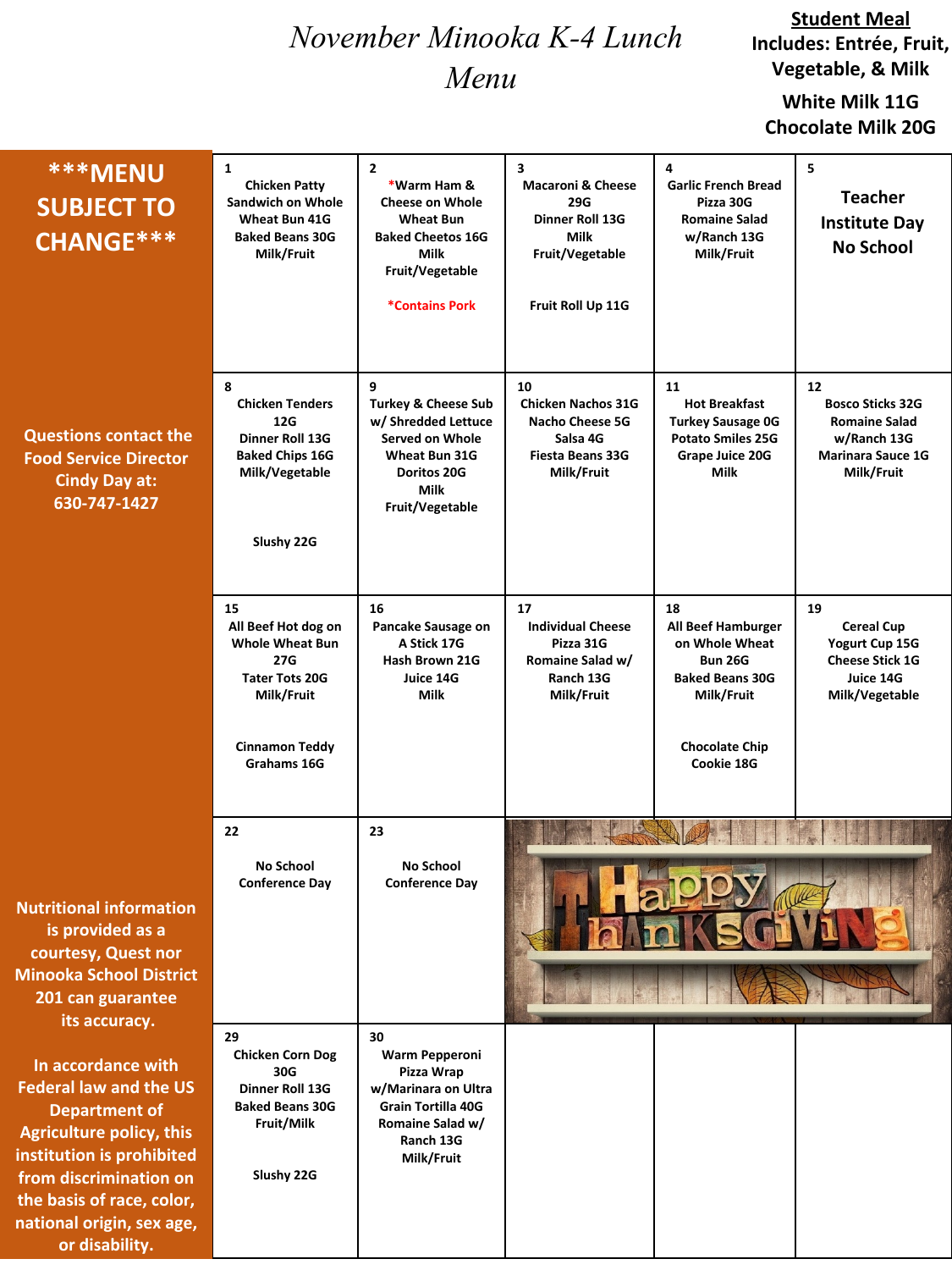# November Minooka K-4 Lunch Menu

**Student Meal Includes: Entrée, Fruit, Vegetable, & Milk**

**White Milk 11G**
**Chocolate Milk 20G**

**\*\*\*MENU SUBJECT TO CHANGE\*\*\***

**Questions contact the Food Service Director Cindy Day at: 630-747-1427**

| | | | | |
|---|---|---|---|---|
| 1<br>Chicken Patty Sandwich on Whole Wheat Bun 41G<br>Baked Beans 30G<br>Milk/Fruit | 2<br>*Warm Ham & Cheese on Whole Wheat Bun<br>Baked Cheetos 16G<br>Milk<br>Fruit/Vegetable<br><br>*Contains Pork | 3<br>Macaroni & Cheese 29G<br>Dinner Roll 13G<br>Milk<br>Fruit/Vegetable<br><br>Fruit Roll Up 11G | 4<br>Garlic French Bread Pizza 30G<br>Romaine Salad w/Ranch 13G<br>Milk/Fruit | 5<br>Teacher Institute Day<br>No School |
| 8<br>Chicken Tenders 12G<br>Dinner Roll 13G<br>Baked Chips 16G<br>Milk/Vegetable<br><br>Slushy 22G | 9<br>Turkey & Cheese Sub w/ Shredded Lettuce Served on Whole Wheat Bun 31G<br>Doritos 20G<br>Milk<br>Fruit/Vegetable | 10<br>Chicken Nachos 31G<br>Nacho Cheese 5G<br>Salsa 4G<br>Fiesta Beans 33G<br>Milk/Fruit | 11<br>Hot Breakfast<br>Turkey Sausage 0G<br>Potato Smiles 25G<br>Grape Juice 20G<br>Milk | 12<br>Bosco Sticks 32G<br>Romaine Salad w/Ranch 13G<br>Marinara Sauce 1G<br>Milk/Fruit |
| 15<br>All Beef Hot dog on Whole Wheat Bun 27G<br>Tater Tots 20G<br>Milk/Fruit<br><br>Cinnamon Teddy Grahams 16G | 16<br>Pancake Sausage on A Stick 17G<br>Hash Brown 21G<br>Juice 14G<br>Milk | 17<br>Individual Cheese Pizza 31G<br>Romaine Salad w/ Ranch 13G<br>Milk/Fruit | 18<br>All Beef Hamburger on Whole Wheat Bun 26G<br>Baked Beans 30G<br>Milk/Fruit<br><br>Chocolate Chip Cookie 18G | 19<br>Cereal Cup<br>Yogurt Cup 15G<br>Cheese Stick 1G<br>Juice 14G<br>Milk/Vegetable |
| 22<br>No School<br>Conference Day | 23<br>No School<br>Conference Day | Happy Thanksgiving | | |
| 29<br>Chicken Corn Dog 30G<br>Dinner Roll 13G<br>Baked Beans 30G<br>Fruit/Milk<br><br>Slushy 22G | 30<br>Warm Pepperoni Pizza Wrap w/Marinara on Ultra Grain Tortilla 40G<br>Romaine Salad w/ Ranch 13G<br>Milk/Fruit | | | |

**Nutritional information is provided as a courtesy, Quest nor Minooka School District 201 can guarantee its accuracy.**

**In accordance with Federal law and the US Department of Agriculture policy, this institution is prohibited from discrimination on the basis of race, color, national origin, sex age, or disability.**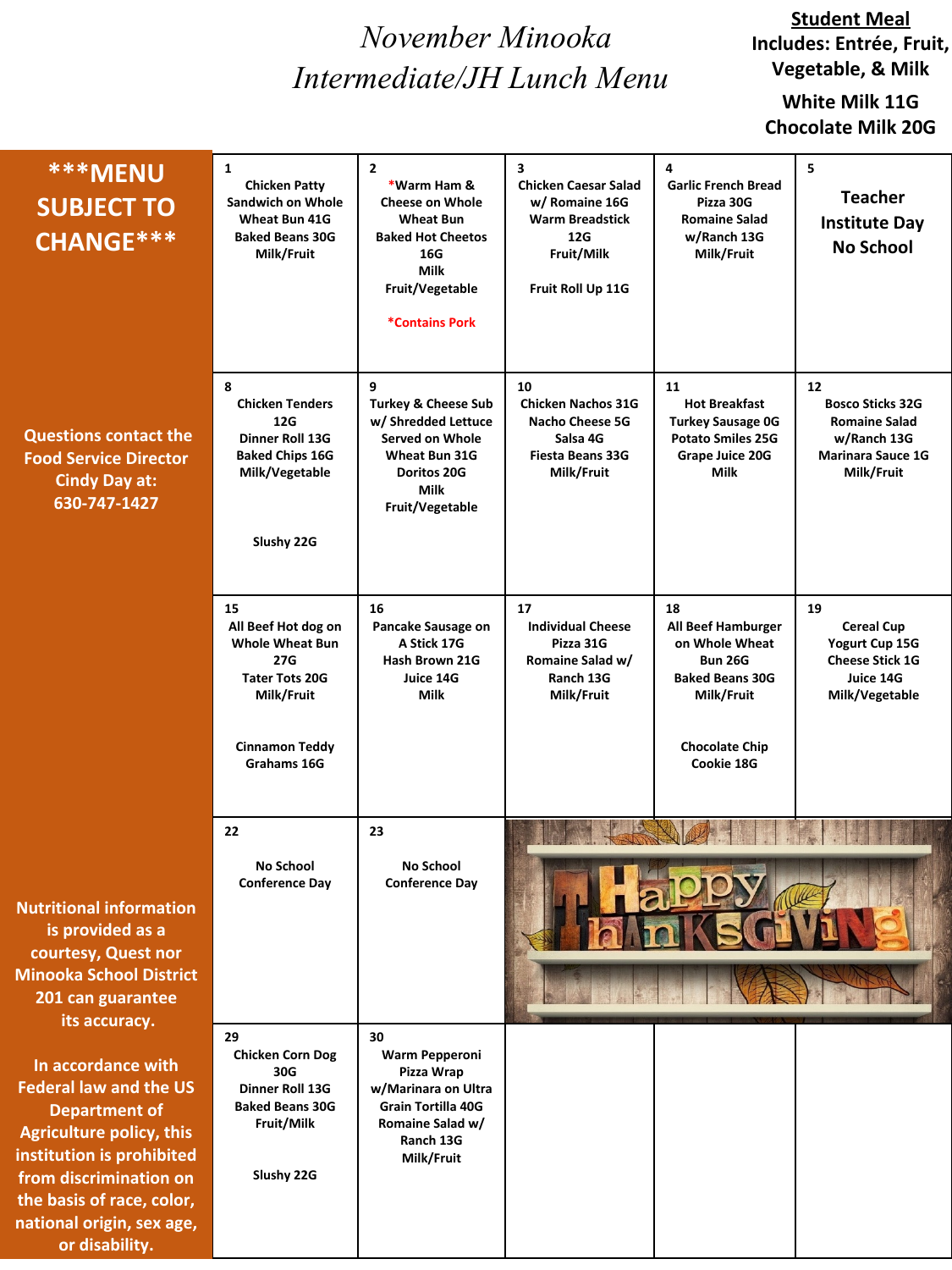# November Minooka Intermediate/JH Lunch Menu

**Student Meal**
**Includes: Entrée, Fruit, Vegetable, & Milk**

**White Milk 11G**
**Chocolate Milk 20G**

**\*\*\*MENU SUBJECT TO CHANGE\*\*\***

**Questions contact the Food Service Director Cindy Day at: 630-747-1427**

| | | | | |
|---|---|---|---|---|
| 1<br>Chicken Patty Sandwich on Whole Wheat Bun 41G<br>Baked Beans 30G<br>Milk/Fruit | 2<br>*Warm Ham & Cheese on Whole Wheat Bun<br>Baked Hot Cheetos 16G<br>Milk<br>Fruit/Vegetable<br><br>*Contains Pork | 3<br>Chicken Caesar Salad w/ Romaine 16G<br>Warm Breadstick 12G<br>Fruit/Milk<br><br>Fruit Roll Up 11G | 4<br>Garlic French Bread Pizza 30G<br>Romaine Salad w/Ranch 13G<br>Milk/Fruit | 5<br>Teacher Institute Day<br>No School |
| 8<br>Chicken Tenders 12G<br>Dinner Roll 13G<br>Baked Chips 16G<br>Milk/Vegetable<br><br>Slushy 22G | 9<br>Turkey & Cheese Sub w/ Shredded Lettuce Served on Whole Wheat Bun 31G<br>Doritos 20G<br>Milk<br>Fruit/Vegetable | 10<br>Chicken Nachos 31G<br>Nacho Cheese 5G<br>Salsa 4G<br>Fiesta Beans 33G<br>Milk/Fruit | 11<br>Hot Breakfast<br>Turkey Sausage 0G<br>Potato Smiles 25G<br>Grape Juice 20G<br>Milk | 12<br>Bosco Sticks 32G<br>Romaine Salad w/Ranch 13G<br>Marinara Sauce 1G<br>Milk/Fruit |
| 15<br>All Beef Hot dog on Whole Wheat Bun 27G<br>Tater Tots 20G<br>Milk/Fruit<br><br>Cinnamon Teddy Grahams 16G | 16<br>Pancake Sausage on A Stick 17G<br>Hash Brown 21G<br>Juice 14G<br>Milk | 17<br>Individual Cheese Pizza 31G<br>Romaine Salad w/ Ranch 13G<br>Milk/Fruit | 18<br>All Beef Hamburger on Whole Wheat Bun 26G<br>Baked Beans 30G<br>Milk/Fruit<br><br>Chocolate Chip Cookie 18G | 19<br>Cereal Cup<br>Yogurt Cup 15G<br>Cheese Stick 1G<br>Juice 14G<br>Milk/Vegetable |
| 22<br>No School<br>Conference Day | 23<br>No School<br>Conference Day | Happy Thanksgiving | | |
| 29<br>Chicken Corn Dog 30G<br>Dinner Roll 13G<br>Baked Beans 30G<br>Fruit/Milk<br><br>Slushy 22G | 30<br>Warm Pepperoni Pizza Wrap w/Marinara on Ultra Grain Tortilla 40G<br>Romaine Salad w/ Ranch 13G<br>Milk/Fruit | | | |

**Nutritional information is provided as a courtesy, Quest nor Minooka School District 201 can guarantee its accuracy.**

**In accordance with Federal law and the US Department of Agriculture policy, this institution is prohibited from discrimination on the basis of race, color, national origin, sex age, or disability.**